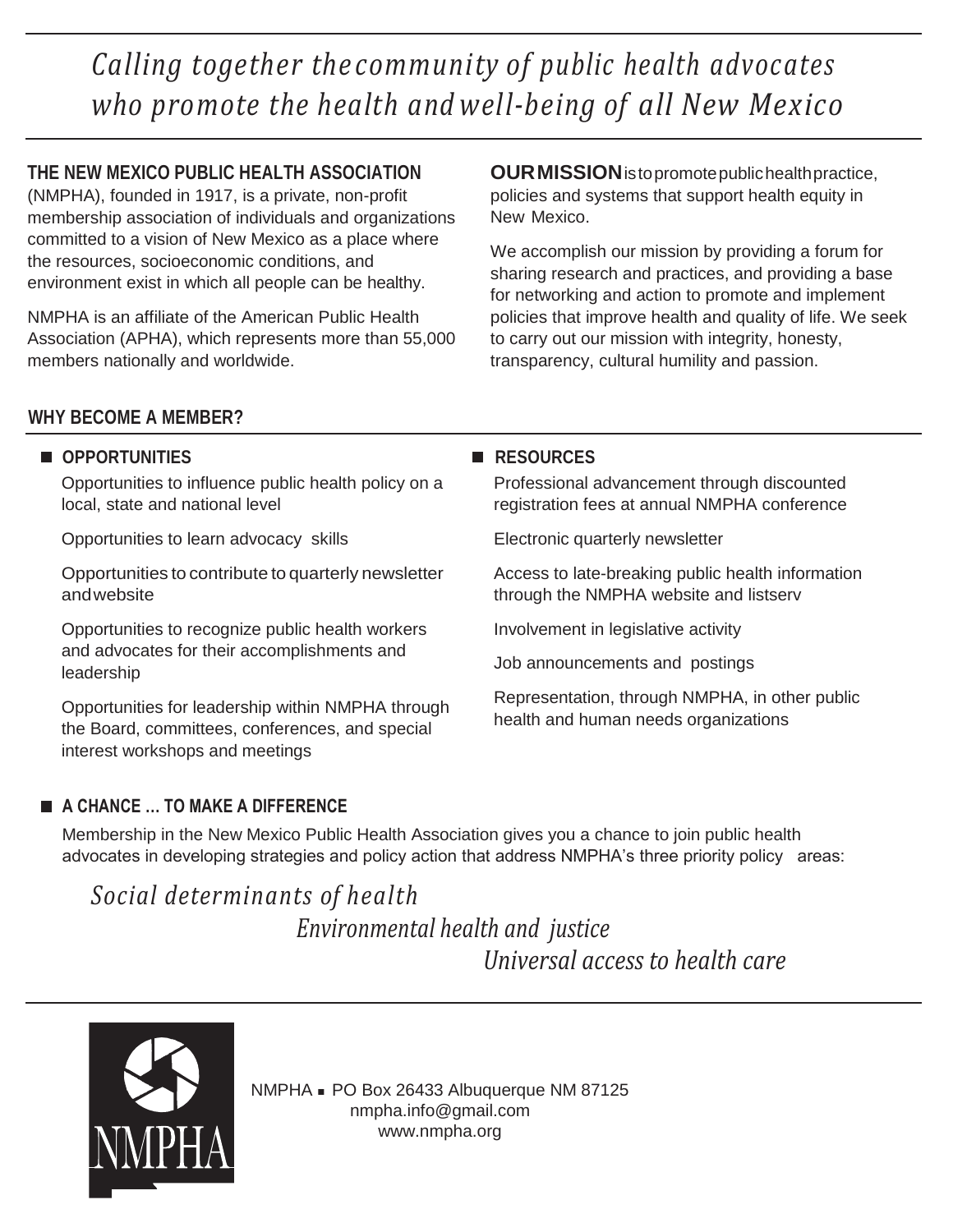*Calling together the community of public health advocates who promote the health and well-being of all New Mexico*

**THE NEW MEXICO PUBLIC HEALTH ASSOCIATION** (NMPHA), founded in 1917, is a private, non-profit membership association of individuals and organizations committed to a vision of New Mexico as a place where the resources, socioeconomic conditions, and environment exist in which all people can be healthy.

NMPHA is an affiliate of the American Public Health Association (APHA), which represents more than 55,000 members nationally and worldwide.

**OUR MISSION** is to promote public health practice, policies and systems that support health equity in New Mexico.

We accomplish our mission by providing a forum for sharing research and practices, and providing a base for networking and action to promote and implement policies that improve health and quality of life. We seek to carry out our mission with integrity, honesty, transparency, cultural humility and passion.

## WHY BECOME A MEMBER?

### OPPORTUNITIES

- Opportunities to influence public health policy on a local, state and national level
- Opportunities to learn advocacy skills
- Opportunities to contribute to quarterly newsletter and website
- Opportunities to recognize public health workers and advocates for their accomplishments and leadership
- Opportunities for leadership within NMPHA through the Board, committees, conferences, and special interest workshops and meetings

### RESOURCES

- Professional advancement through discounted registration fees at annual NMPHA conference
- Electronic quarterly newsletter
- Access to late-breaking public health information through the NMPHA website and listserv
- Involvement in legislative activity
- Job announcements and postings
- Representation, through NMPHA, in other public health and human needs organizations

### A CHANCE … TO MAKE A DIFFERENCE

Membership in the New Mexico Public Health Association gives you a chance to join public health advocates in developing strategies and policy action that address NMPHA's three priority policy areas:

*Social determinants of health*

*Environmental health and justice*

*Universal access to health care*

NMPHA ▪ PO Box 26433 Albuquerque NM 87125
nmpha.info@gmail.com
www.nmpha.org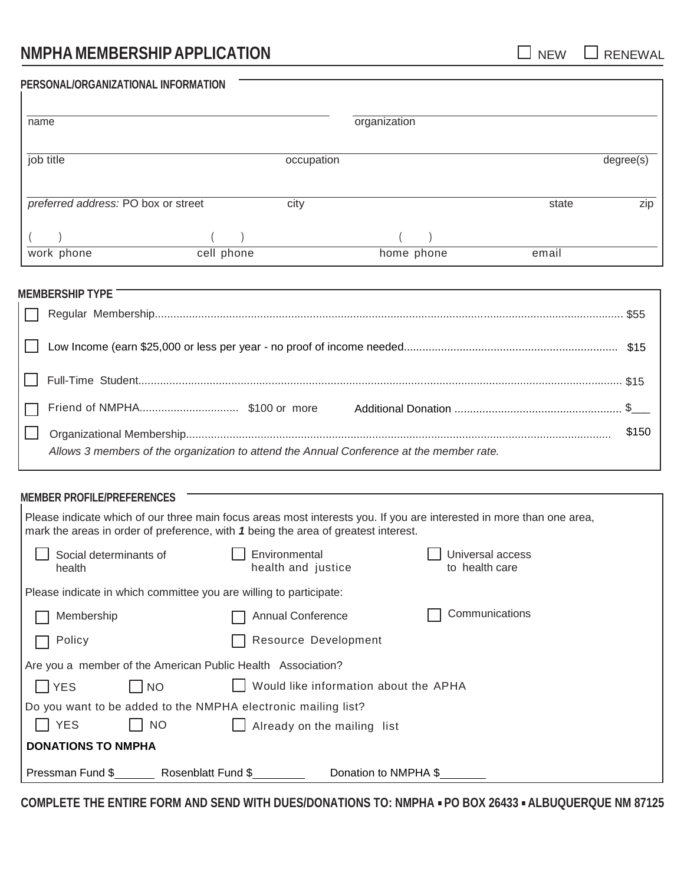# NMPHA MEMBERSHIP APPLICATION

☐ NEW ☐ RENEWAL

## PERSONAL/ORGANIZATIONAL INFORMATION

name _______________ organization _______________

job title _______________ occupation _______________ degree(s) _______________

*preferred address:* PO box or street _______________ city _______________ state _______________ zip _______________

( ) work phone _______________ ( ) cell phone _______________ ( ) home phone _______________ email _______________

## MEMBERSHIP TYPE

☐ Regular Membership............................................................ $55

☐ Low Income (earn $25,000 or less per year - no proof of income needed.............................. $15

☐ Full-Time Student............................................................ $15

☐ Friend of NMPHA................................ $100 or more Additional Donation ...................................... $___

☐ Organizational Membership............................................................ $150
*Allows 3 members of the organization to attend the Annual Conference at the member rate.*

## MEMBER PROFILE/PREFERENCES

Please indicate which of our three main focus areas most interests you. If you are interested in more than one area, mark the areas in order of preference, with ***1*** being the area of greatest interest.

☐ Social determinants of health ☐ Environmental health and justice ☐ Universal access to health care

Please indicate in which committee you are willing to participate:

☐ Membership ☐ Annual Conference ☐ Communications

☐ Policy ☐ Resource Development

Are you a member of the American Public Health Association?

☐ YES ☐ NO ☐ Would like information about the APHA

Do you want to be added to the NMPHA electronic mailing list?

☐ YES ☐ NO ☐ Already on the mailing list

**DONATIONS TO NMPHA**

Pressman Fund $_______ Rosenblatt Fund $_______ Donation to NMPHA $_______

**COMPLETE THE ENTIRE FORM AND SEND WITH DUES/DONATIONS TO: NMPHA ▪ PO BOX 26433 ▪ ALBUQUERQUE NM 87125**